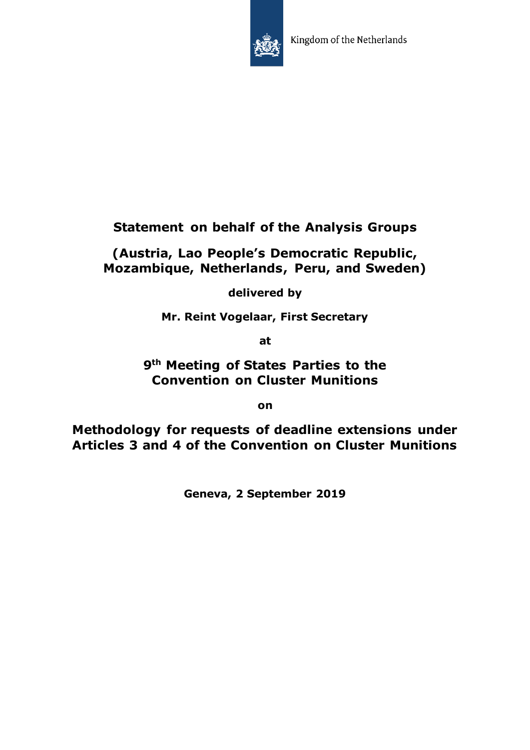Kingdom of the Netherlands

# Statement on behalf of the Analysis Groups

## (Austria, Lao People's Democratic Republic, Mozambique, Netherlands, Peru, and Sweden)

**delivered by**

**Mr. Reint Vogelaar, First Secretary**

**at**

## 9th Meeting of States Parties to the Convention on Cluster Munitions

**on**

## Methodology for requests of deadline extensions under Articles 3 and 4 of the Convention on Cluster Munitions

**Geneva, 2 September 2019**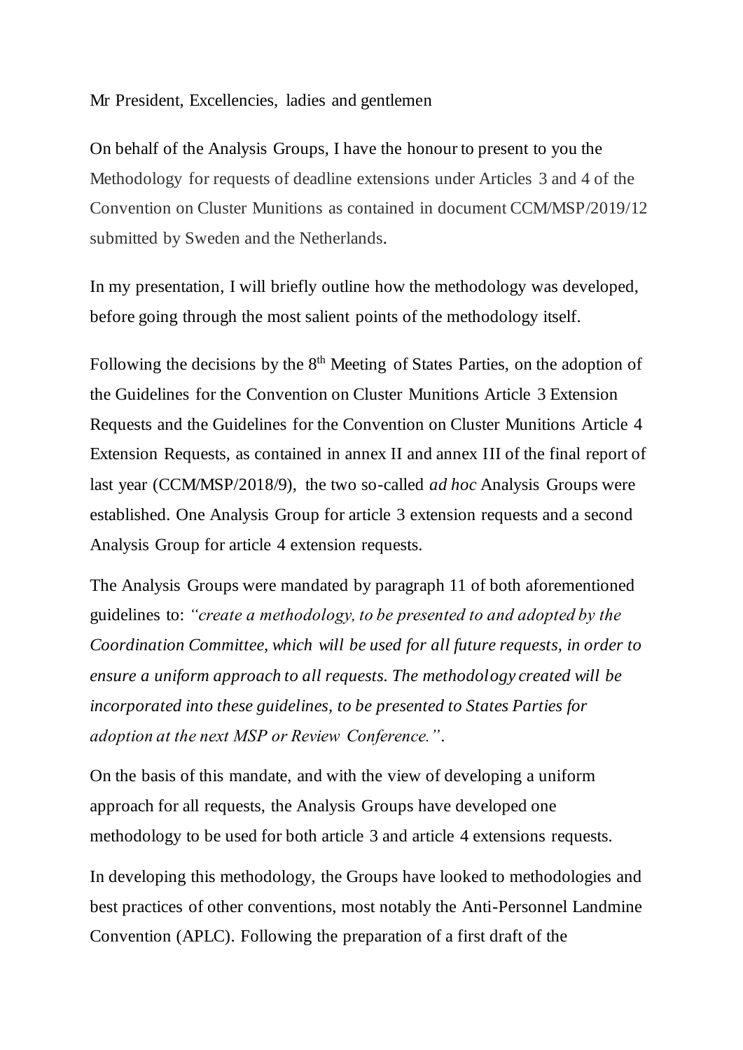Mr President, Excellencies, ladies and gentlemen

On behalf of the Analysis Groups, I have the honour to present to you the Methodology for requests of deadline extensions under Articles 3 and 4 of the Convention on Cluster Munitions as contained in document CCM/MSP/2019/12 submitted by Sweden and the Netherlands.

In my presentation, I will briefly outline how the methodology was developed, before going through the most salient points of the methodology itself.

Following the decisions by the 8th Meeting of States Parties, on the adoption of the Guidelines for the Convention on Cluster Munitions Article 3 Extension Requests and the Guidelines for the Convention on Cluster Munitions Article 4 Extension Requests, as contained in annex II and annex III of the final report of last year (CCM/MSP/2018/9), the two so-called *ad hoc* Analysis Groups were established. One Analysis Group for article 3 extension requests and a second Analysis Group for article 4 extension requests.

The Analysis Groups were mandated by paragraph 11 of both aforementioned guidelines to: *"create a methodology, to be presented to and adopted by the Coordination Committee, which will be used for all future requests, in order to ensure a uniform approach to all requests. The methodology created will be incorporated into these guidelines, to be presented to States Parties for adoption at the next MSP or Review Conference."*.

On the basis of this mandate, and with the view of developing a uniform approach for all requests, the Analysis Groups have developed one methodology to be used for both article 3 and article 4 extensions requests.

In developing this methodology, the Groups have looked to methodologies and best practices of other conventions, most notably the Anti-Personnel Landmine Convention (APLC). Following the preparation of a first draft of the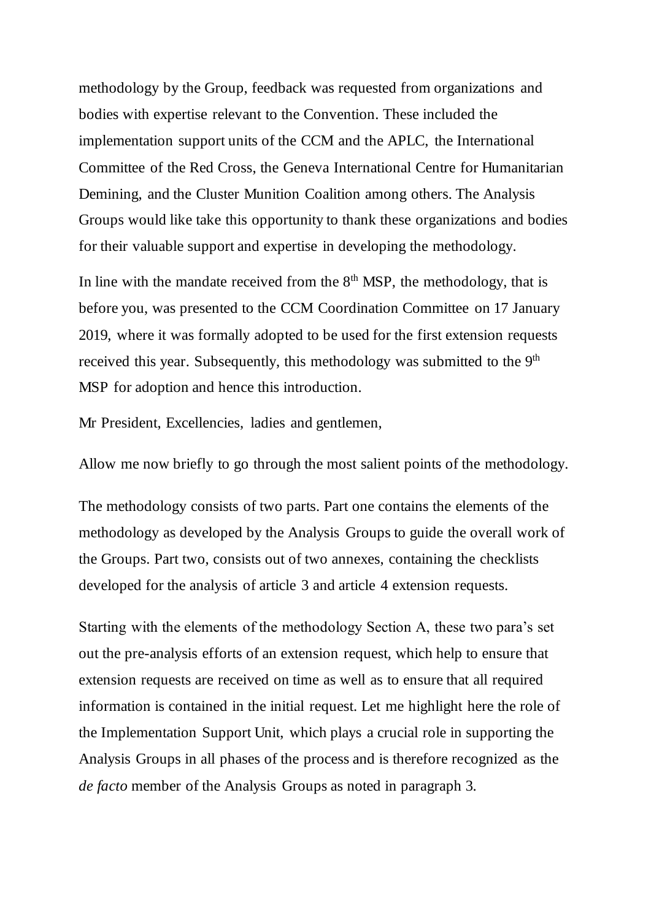methodology by the Group, feedback was requested from organizations and bodies with expertise relevant to the Convention. These included the implementation support units of the CCM and the APLC, the International Committee of the Red Cross, the Geneva International Centre for Humanitarian Demining, and the Cluster Munition Coalition among others. The Analysis Groups would like take this opportunity to thank these organizations and bodies for their valuable support and expertise in developing the methodology.

In line with the mandate received from the 8th MSP, the methodology, that is before you, was presented to the CCM Coordination Committee on 17 January 2019, where it was formally adopted to be used for the first extension requests received this year. Subsequently, this methodology was submitted to the 9th MSP for adoption and hence this introduction.

Mr President, Excellencies, ladies and gentlemen,

Allow me now briefly to go through the most salient points of the methodology.

The methodology consists of two parts. Part one contains the elements of the methodology as developed by the Analysis Groups to guide the overall work of the Groups. Part two, consists out of two annexes, containing the checklists developed for the analysis of article 3 and article 4 extension requests.

Starting with the elements of the methodology Section A, these two para's set out the pre-analysis efforts of an extension request, which help to ensure that extension requests are received on time as well as to ensure that all required information is contained in the initial request. Let me highlight here the role of the Implementation Support Unit, which plays a crucial role in supporting the Analysis Groups in all phases of the process and is therefore recognized as the *de facto* member of the Analysis Groups as noted in paragraph 3.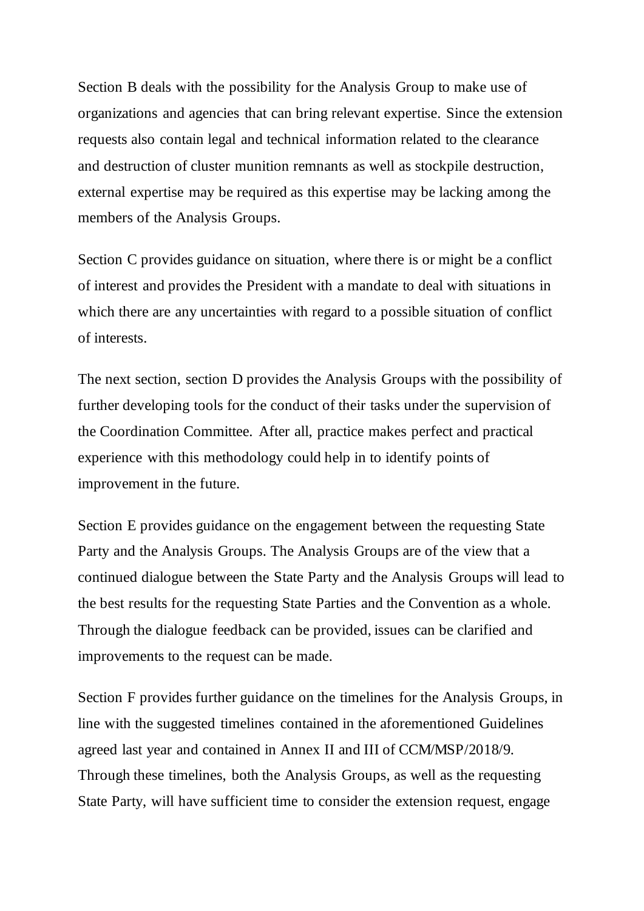Section B deals with the possibility for the Analysis Group to make use of organizations and agencies that can bring relevant expertise. Since the extension requests also contain legal and technical information related to the clearance and destruction of cluster munition remnants as well as stockpile destruction, external expertise may be required as this expertise may be lacking among the members of the Analysis Groups.

Section C provides guidance on situation, where there is or might be a conflict of interest and provides the President with a mandate to deal with situations in which there are any uncertainties with regard to a possible situation of conflict of interests.

The next section, section D provides the Analysis Groups with the possibility of further developing tools for the conduct of their tasks under the supervision of the Coordination Committee. After all, practice makes perfect and practical experience with this methodology could help in to identify points of improvement in the future.

Section E provides guidance on the engagement between the requesting State Party and the Analysis Groups. The Analysis Groups are of the view that a continued dialogue between the State Party and the Analysis Groups will lead to the best results for the requesting State Parties and the Convention as a whole. Through the dialogue feedback can be provided, issues can be clarified and improvements to the request can be made.

Section F provides further guidance on the timelines for the Analysis Groups, in line with the suggested timelines contained in the aforementioned Guidelines agreed last year and contained in Annex II and III of CCM/MSP/2018/9. Through these timelines, both the Analysis Groups, as well as the requesting State Party, will have sufficient time to consider the extension request, engage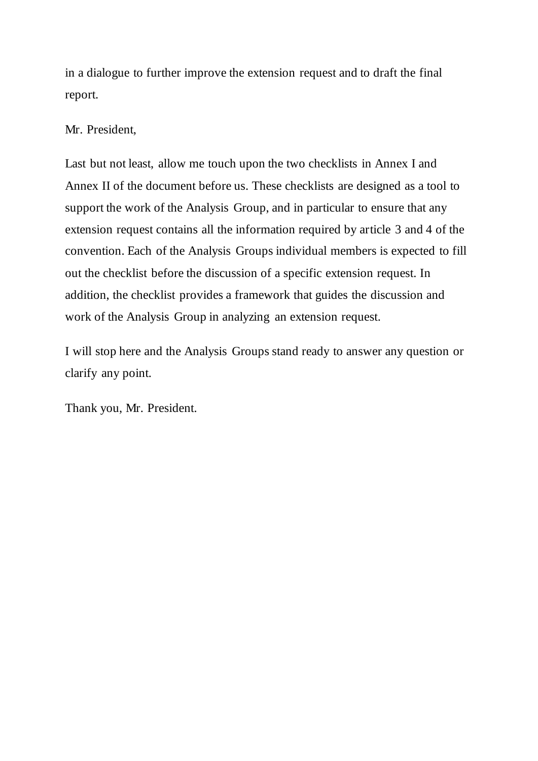in a dialogue to further improve the extension request and to draft the final report.

Mr. President,

Last but not least, allow me touch upon the two checklists in Annex I and Annex II of the document before us. These checklists are designed as a tool to support the work of the Analysis Group, and in particular to ensure that any extension request contains all the information required by article 3 and 4 of the convention. Each of the Analysis Groups individual members is expected to fill out the checklist before the discussion of a specific extension request. In addition, the checklist provides a framework that guides the discussion and work of the Analysis Group in analyzing an extension request.

I will stop here and the Analysis Groups stand ready to answer any question or clarify any point.

Thank you, Mr. President.